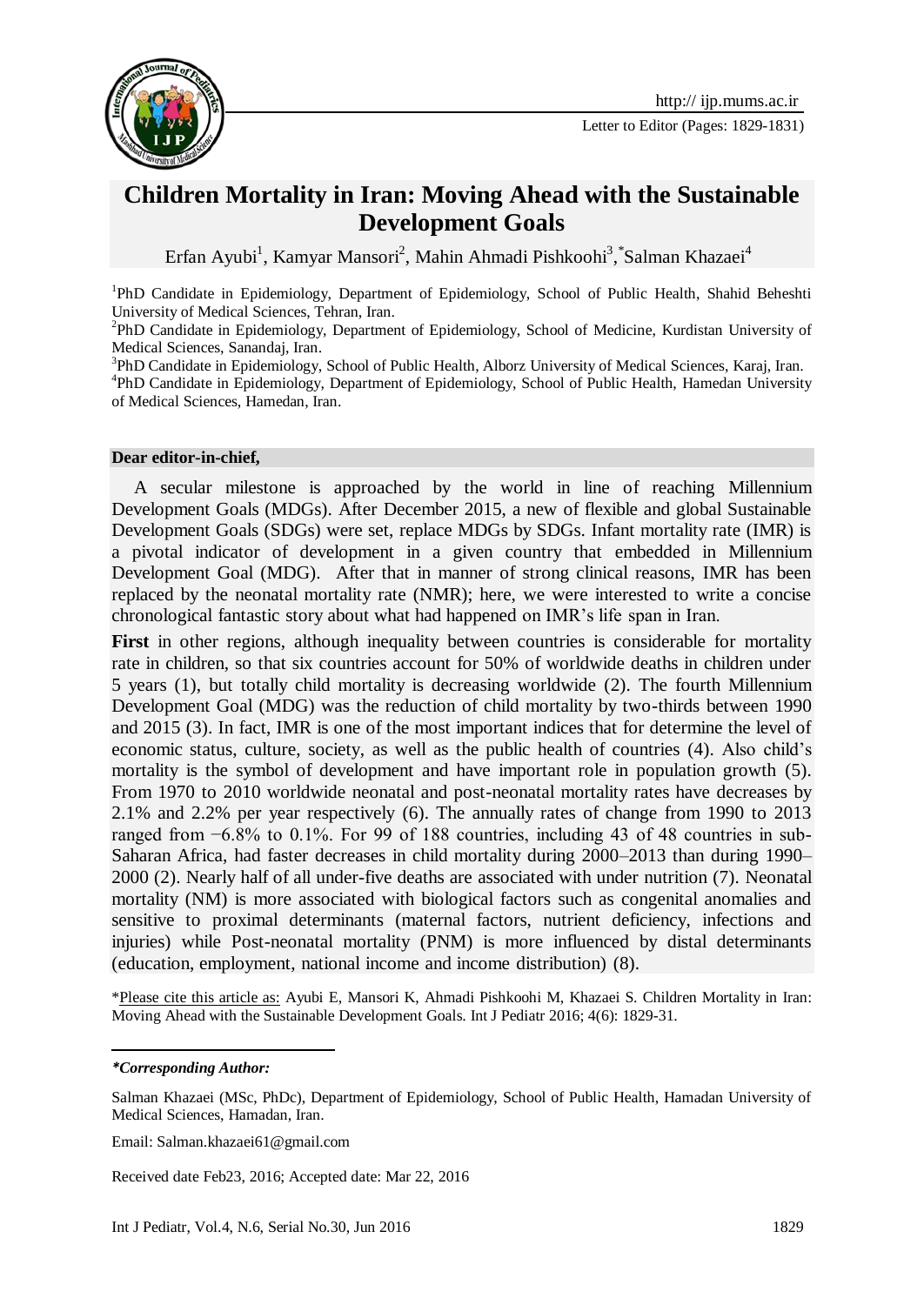# Children Mortality in Iran: Moving Ahead with the Sustainable Development Goals

Erfan Ayubi[1], Kamyar Mansori[2], Mahin Ahmadi Pishkoohi[3], *Salman Khazaei[4]

[1]PhD Candidate in Epidemiology, Department of Epidemiology, School of Public Health, Shahid Beheshti University of Medical Sciences, Tehran, Iran.
[2]PhD Candidate in Epidemiology, Department of Epidemiology, School of Medicine, Kurdistan University of Medical Sciences, Sanandaj, Iran.
[3]PhD Candidate in Epidemiology, School of Public Health, Alborz University of Medical Sciences, Karaj, Iran.
[4]PhD Candidate in Epidemiology, Department of Epidemiology, School of Public Health, Hamedan University of Medical Sciences, Hamedan, Iran.

**Dear editor-in-chief,**

A secular milestone is approached by the world in line of reaching Millennium Development Goals (MDGs). After December 2015, a new of flexible and global Sustainable Development Goals (SDGs) were set, replace MDGs by SDGs. Infant mortality rate (IMR) is a pivotal indicator of development in a given country that embedded in Millennium Development Goal (MDG). After that in manner of strong clinical reasons, IMR has been replaced by the neonatal mortality rate (NMR); here, we were interested to write a concise chronological fantastic story about what had happened on IMR's life span in Iran.

**First** in other regions, although inequality between countries is considerable for mortality rate in children, so that six countries account for 50% of worldwide deaths in children under 5 years (1), but totally child mortality is decreasing worldwide (2). The fourth Millennium Development Goal (MDG) was the reduction of child mortality by two-thirds between 1990 and 2015 (3). In fact, IMR is one of the most important indices that for determine the level of economic status, culture, society, as well as the public health of countries (4). Also child's mortality is the symbol of development and have important role in population growth (5). From 1970 to 2010 worldwide neonatal and post-neonatal mortality rates have decreases by 2.1% and 2.2% per year respectively (6). The annually rates of change from 1990 to 2013 ranged from −6.8% to 0.1%. For 99 of 188 countries, including 43 of 48 countries in sub-Saharan Africa, had faster decreases in child mortality during 2000–2013 than during 1990–2000 (2). Nearly half of all under-five deaths are associated with under nutrition (7). Neonatal mortality (NM) is more associated with biological factors such as congenital anomalies and sensitive to proximal determinants (maternal factors, nutrient deficiency, infections and injuries) while Post-neonatal mortality (PNM) is more influenced by distal determinants (education, employment, national income and income distribution) (8).

*Please cite this article as: Ayubi E, Mansori K, Ahmadi Pishkoohi M, Khazaei S. Children Mortality in Iran: Moving Ahead with the Sustainable Development Goals. Int J Pediatr 2016; 4(6): 1829-31.

***Corresponding Author:***

Salman Khazaei (MSc, PhDc), Department of Epidemiology, School of Public Health, Hamadan University of Medical Sciences, Hamadan, Iran.

Email: Salman.khazaei61@gmail.com

Received date Feb23, 2016; Accepted date: Mar 22, 2016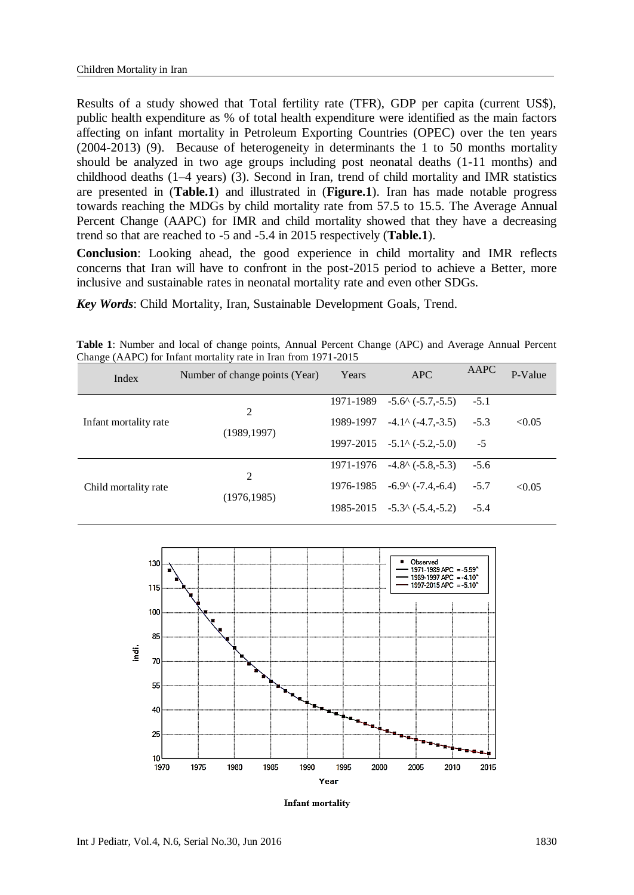Results of a study showed that Total fertility rate (TFR), GDP per capita (current US$), public health expenditure as % of total health expenditure were identified as the main factors affecting on infant mortality in Petroleum Exporting Countries (OPEC) over the ten years (2004-2013) (9). Because of heterogeneity in determinants the 1 to 50 months mortality should be analyzed in two age groups including post neonatal deaths (1-11 months) and childhood deaths (1–4 years) (3). Second in Iran, trend of child mortality and IMR statistics are presented in (**Table.1**) and illustrated in (**Figure.1**). Iran has made notable progress towards reaching the MDGs by child mortality rate from 57.5 to 15.5. The Average Annual Percent Change (AAPC) for IMR and child mortality showed that they have a decreasing trend so that are reached to -5 and -5.4 in 2015 respectively (**Table.1**).

**Conclusion**: Looking ahead, the good experience in child mortality and IMR reflects concerns that Iran will have to confront in the post-2015 period to achieve a Better, more inclusive and sustainable rates in neonatal mortality rate and even other SDGs.

***Key Words***: Child Mortality, Iran, Sustainable Development Goals, Trend.

**Table 1**: Number and local of change points, Annual Percent Change (APC) and Average Annual Percent Change (AAPC) for Infant mortality rate in Iran from 1971-2015

| Index | Number of change points (Year) | Years | APC | AAPC | P-Value |
|---|---|---|---|---|---|
| Infant mortality rate | 2 (1989,1997) | 1971-1989 | -5.6^ (-5.7,-5.5) | -5.1 | <0.05 |
| | | 1989-1997 | -4.1^ (-4.7,-3.5) | -5.3 | |
| | | 1997-2015 | -5.1^ (-5.2,-5.0) | -5 | |
| Child mortality rate | 2 (1976,1985) | 1971-1976 | -4.8^ (-5.8,-5.3) | -5.6 | <0.05 |
| | | 1976-1985 | -6.9^ (-7.4,-6.4) | -5.7 | |
| | | 1985-2015 | -5.3^ (-5.4,-5.2) | -5.4 | |

Observed
1971-1989 APC = -5.59^
1989-1997 APC = -4.10^
1997-2015 APC = -5.10^

indi.

130
115
100
85
70
55
40
25
10

1970 1975 1980 1985 1990 1995 2000 2005 2010 2015

Year

Infant mortality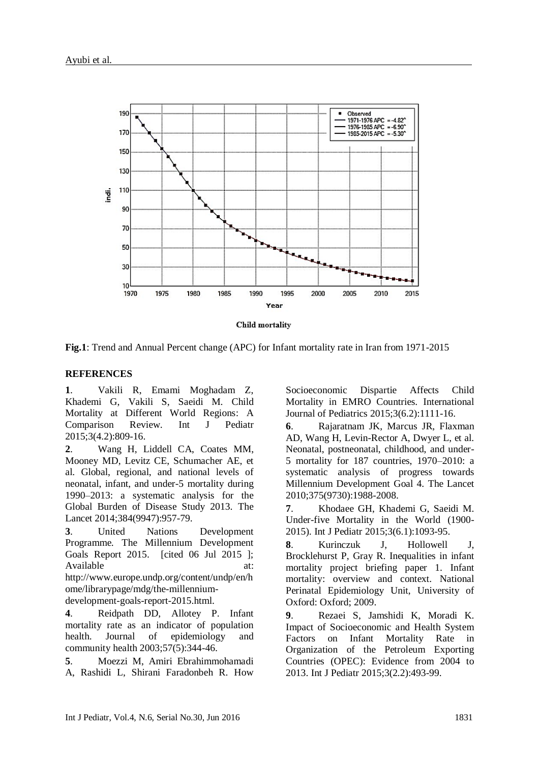■ Observed
— 1971-1976 APC = -4.82^
— 1976-1985 APC = -6.90^
— 1985-2015 APC = -5.30^

190
170
150
130
110
90
70
50
30
10

indi.

1970 1975 1980 1985 1990 1995 2000 2005 2010 2015

Year

Child mortality

**Fig.1**: Trend and Annual Percent change (APC) for Infant mortality rate in Iran from 1971-2015

## REFERENCES

**1**. Vakili R, Emami Moghadam Z, Khademi G, Vakili S, Saeidi M. Child Mortality at Different World Regions: A Comparison Review. Int J Pediatr 2015;3(4.2):809-16.

**2**. Wang H, Liddell CA, Coates MM, Mooney MD, Levitz CE, Schumacher AE, et al. Global, regional, and national levels of neonatal, infant, and under-5 mortality during 1990–2013: a systematic analysis for the Global Burden of Disease Study 2013. The Lancet 2014;384(9947):957-79.

**3**. United Nations Development Programme. The Millennium Development Goals Report 2015. [cited 06 Jul 2015 ]; Available at: http://www.europe.undp.org/content/undp/en/home/librarypage/mdg/the-millennium-development-goals-report-2015.html.

**4**. Reidpath DD, Allotey P. Infant mortality rate as an indicator of population health. Journal of epidemiology and community health 2003;57(5):344-46.

**5**. Moezzi M, Amiri Ebrahimmohamadi A, Rashidi L, Shirani Faradonbeh R. How Socioeconomic Dispartie Affects Child Mortality in EMRO Countries. International Journal of Pediatrics 2015;3(6.2):1111-16.

**6**. Rajaratnam JK, Marcus JR, Flaxman AD, Wang H, Levin-Rector A, Dwyer L, et al. Neonatal, postneonatal, childhood, and under-5 mortality for 187 countries, 1970–2010: a systematic analysis of progress towards Millennium Development Goal 4. The Lancet 2010;375(9730):1988-2008.

**7**. Khodaee GH, Khademi G, Saeidi M. Under-five Mortality in the World (1900-2015). Int J Pediatr 2015;3(6.1):1093-95.

**8**. Kurinczuk J, Hollowell J, Brocklehurst P, Gray R. Inequalities in infant mortality project briefing paper 1. Infant mortality: overview and context. National Perinatal Epidemiology Unit, University of Oxford: Oxford; 2009.

**9**. Rezaei S, Jamshidi K, Moradi K. Impact of Socioeconomic and Health System Factors on Infant Mortality Rate in Organization of the Petroleum Exporting Countries (OPEC): Evidence from 2004 to 2013. Int J Pediatr 2015;3(2.2):493-99.